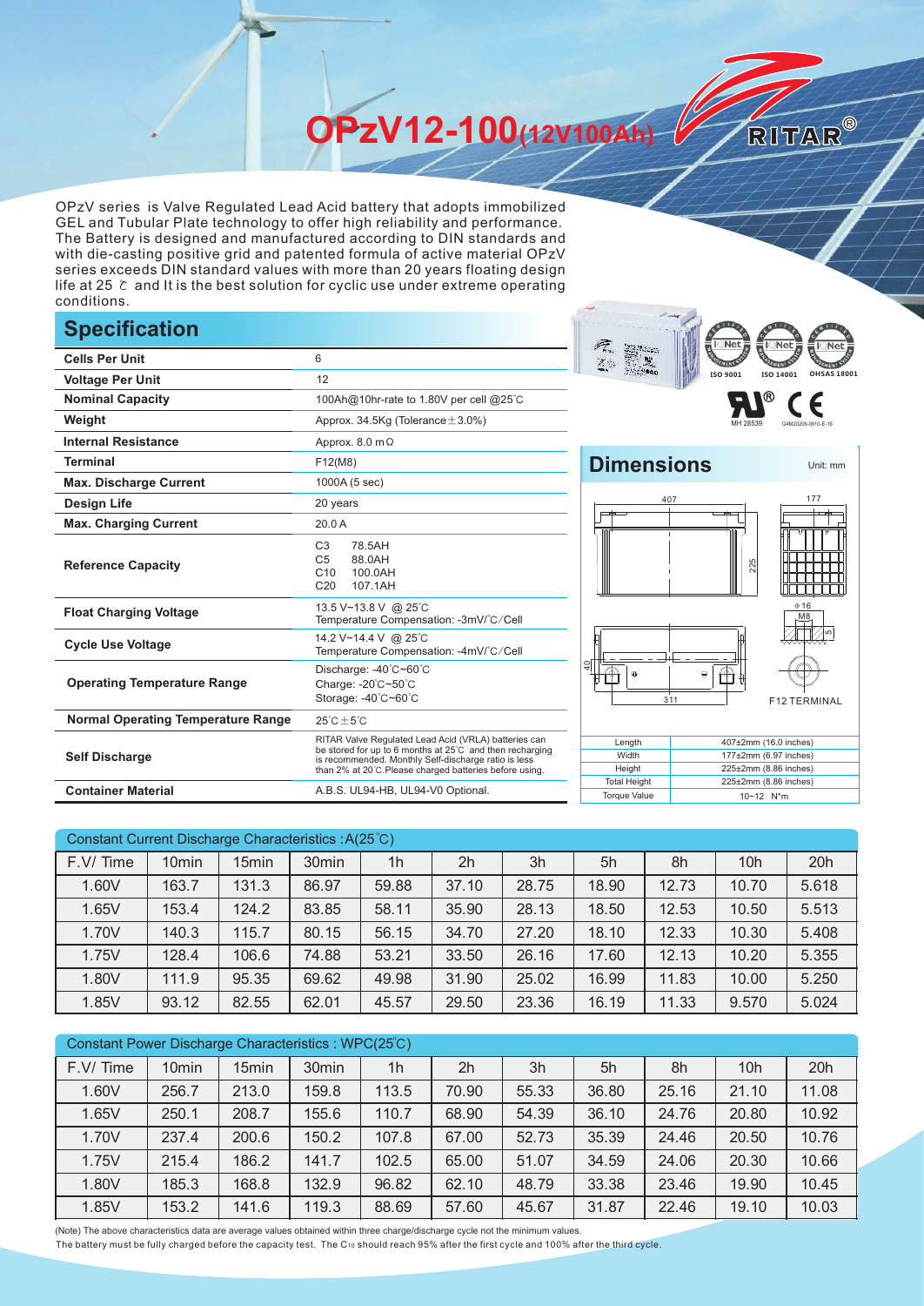# OPzV12-100(12V100Ah)

RITAR®

OPzV series is Valve Regulated Lead Acid battery that adopts immobilized GEL and Tubular Plate technology to offer high reliability and performance. The Battery is designed and manufactured according to DIN standards and with die-casting positive grid and patented formula of active material OPzV series exceeds DIN standard values with more than 20 years floating design life at 25 ℃ and It is the best solution for cyclic use under extreme operating conditions.

## Specification

| | |
|---|---|
| **Cells Per Unit** | 6 |
| **Voltage Per Unit** | 12 |
| **Nominal Capacity** | 100Ah@10hr-rate to 1.80V per cell @25℃ |
| **Weight** | Approx. 34.5Kg (Tolerance±3.0%) |
| **Internal Resistance** | Approx. 8.0 mΩ |
| **Terminal** | F12(M8) |
| **Max. Discharge Current** | 1000A (5 sec) |
| **Design Life** | 20 years |
| **Max. Charging Current** | 20.0 A |
| **Reference Capacity** | C3 78.5AH<br>C5 88.0AH<br>C10 100.0AH<br>C20 107.1AH |
| **Float Charging Voltage** | 13.5 V~13.8 V @ 25℃<br>Temperature Compensation: -3mV/℃/Cell |
| **Cycle Use Voltage** | 14.2 V~14.4 V @ 25℃<br>Temperature Compensation: -4mV/℃/Cell |
| **Operating Temperature Range** | Discharge: -40℃~60℃<br>Charge: -20℃~50℃<br>Storage: -40℃~60℃ |
| **Normal Operating Temperature Range** | 25℃±5℃ |
| **Self Discharge** | RITAR Valve Regulated Lead Acid (VRLA) batteries can be stored for up to 6 months at 25℃ and then recharging is recommended. Monthly Self-discharge ratio is less than 2% at 20℃.Please charged batteries before using. |
| **Container Material** | A.B.S. UL94-HB, UL94-V0 Optional. |

ISO 9001 ISO 14001 OHSAS 18001

MH 28539 G4M20206-0910-E-16

## Dimensions

Unit: mm

407
177
225
311
40
ϕ16
M8
5
F12 TERMINAL

| | |
|---|---|
| Length | 407±2mm (16.0 inches) |
| Width | 177±2mm (6.97 inches) |
| Height | 225±2mm (8.86 inches) |
| Total Height | 225±2mm (8.86 inches) |
| Torque Value | 10~12 N*m |

Constant Current Discharge Characteristics :A(25℃)

| F.V/ Time | 10min | 15min | 30min | 1h | 2h | 3h | 5h | 8h | 10h | 20h |
|---|---|---|---|---|---|---|---|---|---|---|
| 1.60V | 163.7 | 131.3 | 86.97 | 59.88 | 37.10 | 28.75 | 18.90 | 12.73 | 10.70 | 5.618 |
| 1.65V | 153.4 | 124.2 | 83.85 | 58.11 | 35.90 | 28.13 | 18.50 | 12.53 | 10.50 | 5.513 |
| 1.70V | 140.3 | 115.7 | 80.15 | 56.15 | 34.70 | 27.20 | 18.10 | 12.33 | 10.30 | 5.408 |
| 1.75V | 128.4 | 106.6 | 74.88 | 53.21 | 33.50 | 26.16 | 17.60 | 12.13 | 10.20 | 5.355 |
| 1.80V | 111.9 | 95.35 | 69.62 | 49.98 | 31.90 | 25.02 | 16.99 | 11.83 | 10.00 | 5.250 |
| 1.85V | 93.12 | 82.55 | 62.01 | 45.57 | 29.50 | 23.36 | 16.19 | 11.33 | 9.570 | 5.024 |

Constant Power Discharge Characteristics : WPC(25℃)

| F.V/ Time | 10min | 15min | 30min | 1h | 2h | 3h | 5h | 8h | 10h | 20h |
|---|---|---|---|---|---|---|---|---|---|---|
| 1.60V | 256.7 | 213.0 | 159.8 | 113.5 | 70.90 | 55.33 | 36.80 | 25.16 | 21.10 | 11.08 |
| 1.65V | 250.1 | 208.7 | 155.6 | 110.7 | 68.90 | 54.39 | 36.10 | 24.76 | 20.80 | 10.92 |
| 1.70V | 237.4 | 200.6 | 150.2 | 107.8 | 67.00 | 52.73 | 35.39 | 24.46 | 20.50 | 10.76 |
| 1.75V | 215.4 | 186.2 | 141.7 | 102.5 | 65.00 | 51.07 | 34.59 | 24.06 | 20.30 | 10.66 |
| 1.80V | 185.3 | 168.8 | 132.9 | 96.82 | 62.10 | 48.79 | 33.38 | 23.46 | 19.90 | 10.45 |
| 1.85V | 153.2 | 141.6 | 119.3 | 88.69 | 57.60 | 45.67 | 31.87 | 22.46 | 19.10 | 10.03 |

(Note) The above characteristics data are average values obtained within three charge/discharge cycle not the minimum values.
The battery must be fully charged before the capacity test. The $C_{10}$ should reach 95% after the first cycle and 100% after the third cycle.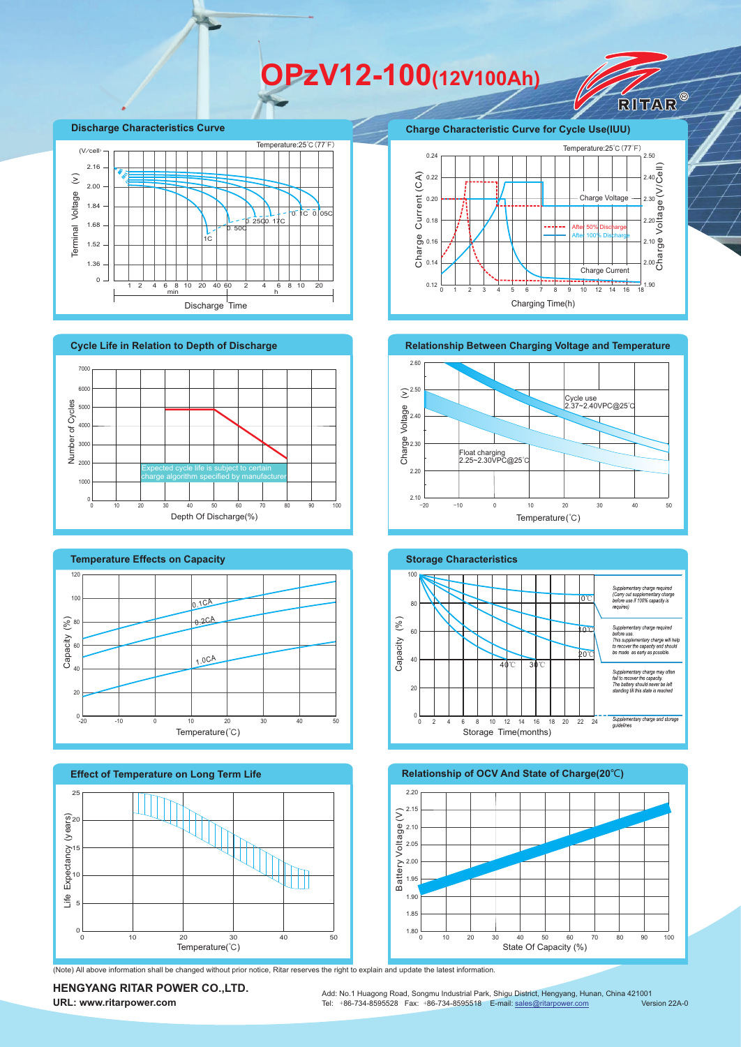# OPzV12-100(12V100Ah)

RITAR®

## Discharge Characteristics Curve

Temperature:25°C (77°F)

(V/cell)

2.16
2.00
1.84
1.68
1.52
1.36
0

Terminal Voltage (v)

1C
0.50C
0.25C
0.17C
0.1C
0.05C

1 2 4 6 8 10 20 40 60 2 4 6 8 10 20

min h

Discharge Time

## Charge Characteristic Curve for Cycle Use(IUU)

Temperature:25°C (77°F)

Charge Current (CA)

0.24
0.22
0.20
0.18
0.16
0.14
0.12

Charge Voltage (V/Cell)

2.50
2.40
2.30
2.20
2.10
2.00
1.90

Charge Voltage

Charge Current

After 50% Discharge

After 100% Discharge

0 1 2 3 4 5 6 7 8 9 10 12 14 16 18

Charging Time(h)

## Cycle Life in Relation to Depth of Discharge

Number of Cycles

7000
6000
5000
4000
3000
2000
1000
0

Expected cycle life is subject to certain charge algorithm specified by manufacturer

0 10 20 30 40 50 60 70 80 90 100

Depth Of Discharge(%)

## Relationship Between Charging Voltage and Temperature

Charge Voltage (v)

2.60
2.50
2.40
2.30
2.20
2.10

Cycle use
2.37~2.40VPC@25°C

Float charging
2.25~2.30VPC@25°C

−20 −10 0 10 20 30 40 50

Temperature(°C)

## Temperature Effects on Capacity

Capacity (%)

120
100
80
60
40
20
0

0.1CA
0.2CA
1.0CA

-20 -10 0 10 20 30 40 50

Temperature(°C)

## Storage Characteristics

Capacity (%)

100
80
60
40
20
0

0°C
10°C
20°C
40°C
30°C

0 2 4 6 8 10 12 14 16 18 20 22 24

Storage Time(months)

Supplementary charge required (Carry out supplementary charge before use if 100% capacity is requires)

Supplementary charge required before use. This supplementary charge will help to recover the capacity and should be made as early as possible.

Supplementary charge may often fail to recover the capacity. The battery should never be left standing till this state is reached

Supplementary charge and storage guidelines

## Effect of Temperature on Long Term Life

Life Expectancy (years)

25
20
15
10
5
0

0 10 20 30 40 50

Temperature(°C)

## Relationship of OCV And State of Charge(20℃)

Battery Voltage (V)

2.20
2.15
2.10
2.05
2.00
1.95
1.90
1.85
1.80

0 10 20 30 40 50 60 70 80 90 100

State Of Capacity (%)

(Note) All above information shall be changed without prior notice, Ritar reserves the right to explain and update the latest information.

**HENGYANG RITAR POWER CO.,LTD.**

**URL: www.ritarpower.com**

Add: No.1 Huagong Road, Songmu Industrial Park, Shigu District, Hengyang, Hunan, China 421001

Tel: +86-734-8595528 Fax: +86-734-8595518 E-mail: sales@ritarpower.com

Version 22A-0